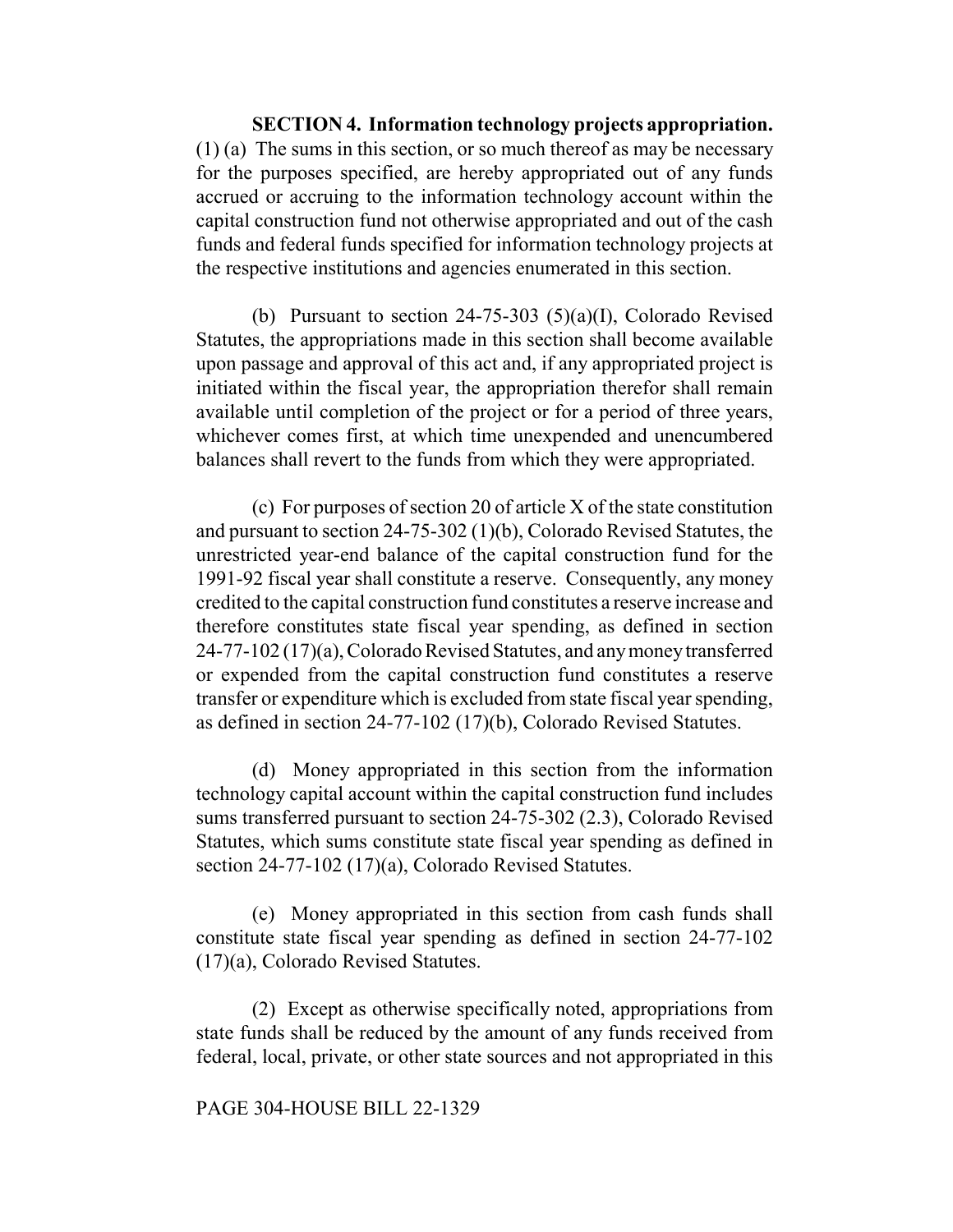**SECTION 4. Information technology projects appropriation.** (1) (a) The sums in this section, or so much thereof as may be necessary for the purposes specified, are hereby appropriated out of any funds accrued or accruing to the information technology account within the capital construction fund not otherwise appropriated and out of the cash funds and federal funds specified for information technology projects at the respective institutions and agencies enumerated in this section.

(b) Pursuant to section 24-75-303 (5)(a)(I), Colorado Revised Statutes, the appropriations made in this section shall become available upon passage and approval of this act and, if any appropriated project is initiated within the fiscal year, the appropriation therefor shall remain available until completion of the project or for a period of three years, whichever comes first, at which time unexpended and unencumbered balances shall revert to the funds from which they were appropriated.

(c) For purposes of section 20 of article X of the state constitution and pursuant to section 24-75-302 (1)(b), Colorado Revised Statutes, the unrestricted year-end balance of the capital construction fund for the 1991-92 fiscal year shall constitute a reserve. Consequently, any money credited to the capital construction fund constitutes a reserve increase and therefore constitutes state fiscal year spending, as defined in section 24-77-102 (17)(a), Colorado Revised Statutes, and any money transferred or expended from the capital construction fund constitutes a reserve transfer or expenditure which is excluded from state fiscal year spending, as defined in section 24-77-102 (17)(b), Colorado Revised Statutes.

(d) Money appropriated in this section from the information technology capital account within the capital construction fund includes sums transferred pursuant to section 24-75-302 (2.3), Colorado Revised Statutes, which sums constitute state fiscal year spending as defined in section 24-77-102 (17)(a), Colorado Revised Statutes.

(e) Money appropriated in this section from cash funds shall constitute state fiscal year spending as defined in section 24-77-102 (17)(a), Colorado Revised Statutes.

(2) Except as otherwise specifically noted, appropriations from state funds shall be reduced by the amount of any funds received from federal, local, private, or other state sources and not appropriated in this

PAGE 304-HOUSE BILL 22-1329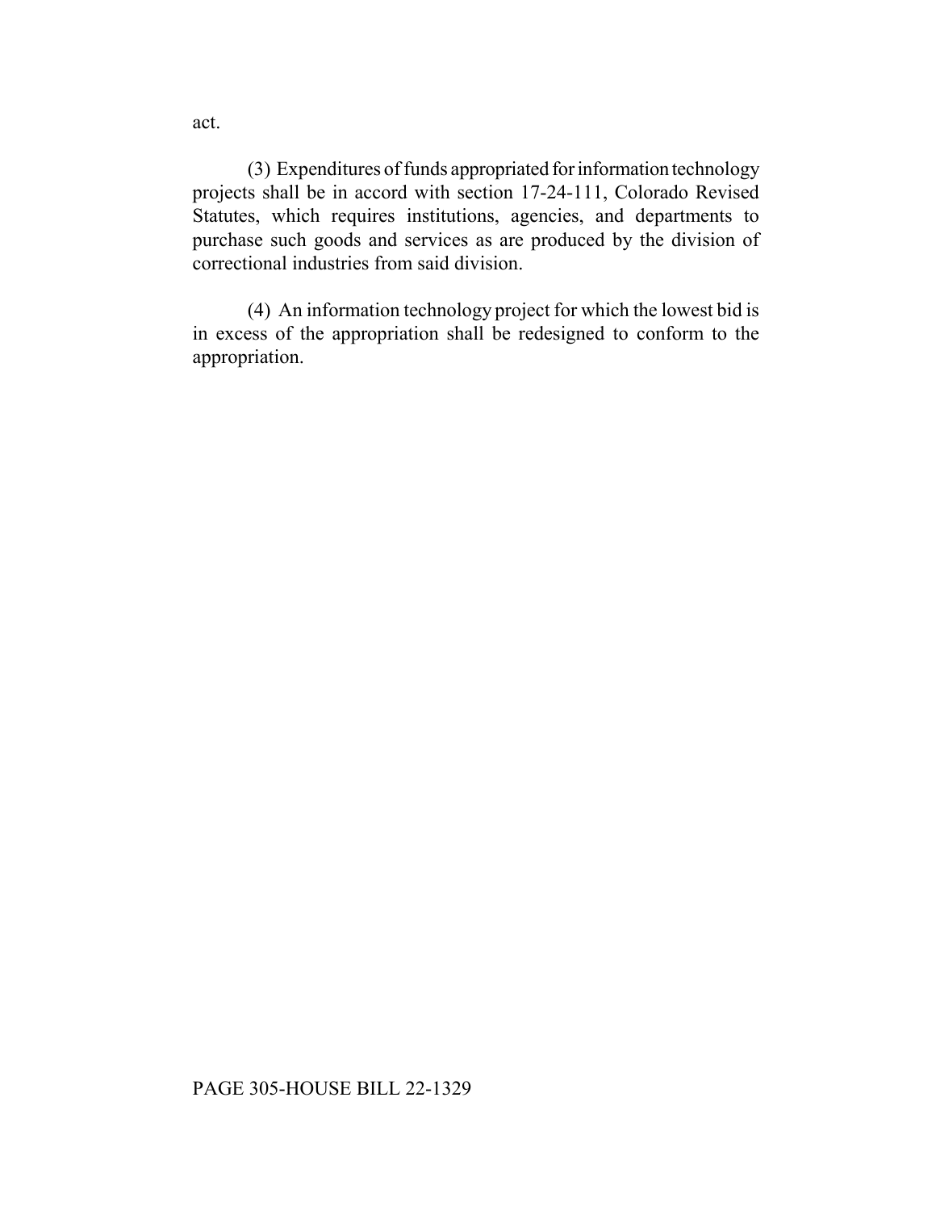act.

(3) Expenditures of funds appropriated for information technology projects shall be in accord with section 17-24-111, Colorado Revised Statutes, which requires institutions, agencies, and departments to purchase such goods and services as are produced by the division of correctional industries from said division.

(4) An information technology project for which the lowest bid is in excess of the appropriation shall be redesigned to conform to the appropriation.